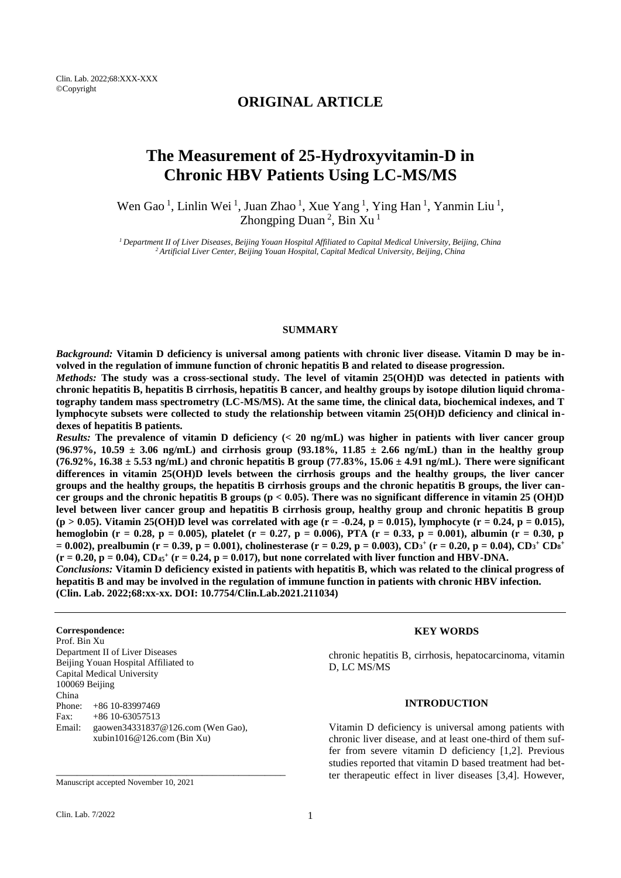## ORIGINAL ARTICLE

# The Measurement of 25-Hydroxyvitamin-D in Chronic HBV Patients Using LC-MS/MS

Wen Gao [1], Linlin Wei [1], Juan Zhao [1], Xue Yang [1], Ying Han [1], Yanmin Liu [1], Zhongping Duan [2], Bin Xu [1]

*[1] Department II of Liver Diseases, Beijing Youan Hospital Affiliated to Capital Medical University, Beijing, China*
*[2] Artificial Liver Center, Beijing Youan Hospital, Capital Medical University, Beijing, China*

### SUMMARY

***Background:*** **Vitamin D deficiency is universal among patients with chronic liver disease. Vitamin D may be involved in the regulation of immune function of chronic hepatitis B and related to disease progression.**

***Methods:*** **The study was a cross-sectional study. The level of vitamin 25(OH)D was detected in patients with chronic hepatitis B, hepatitis B cirrhosis, hepatitis B cancer, and healthy groups by isotope dilution liquid chromatography tandem mass spectrometry (LC-MS/MS). At the same time, the clinical data, biochemical indexes, and T lymphocyte subsets were collected to study the relationship between vitamin 25(OH)D deficiency and clinical indexes of hepatitis B patients.**

***Results:*** **The prevalence of vitamin D deficiency (< 20 ng/mL) was higher in patients with liver cancer group (96.97%, 10.59 ± 3.06 ng/mL) and cirrhosis group (93.18%, 11.85 ± 2.66 ng/mL) than in the healthy group (76.92%, 16.38 ± 5.53 ng/mL) and chronic hepatitis B group (77.83%, 15.06 ± 4.91 ng/mL). There were significant differences in vitamin 25(OH)D levels between the cirrhosis groups and the healthy groups, the liver cancer groups and the healthy groups, the hepatitis B cirrhosis groups and the chronic hepatitis B groups, the liver cancer groups and the chronic hepatitis B groups ($p < 0.05$). There was no significant difference in vitamin 25 (OH)D level between liver cancer group and hepatitis B cirrhosis group, healthy group and chronic hepatitis B group ($p > 0.05$). Vitamin 25(OH)D level was correlated with age ($r = -0.24$, $p = 0.015$), lymphocyte ($r = 0.24$, $p = 0.015$), hemoglobin ($r = 0.28$, $p = 0.005$), platelet ($r = 0.27$, $p = 0.006$), PTA ($r = 0.33$, $p = 0.001$), albumin ($r = 0.30$, $p = 0.002$), prealbumin ($r = 0.39$, $p = 0.001$), cholinesterase ($r = 0.29$, $p = 0.003$), $CD_3^+$ ($r = 0.20$, $p = 0.04$), $CD_3^+ CD_8^+$ ($r = 0.20$, $p = 0.04$), $CD_{45}^+$ ($r = 0.24$, $p = 0.017$), but none correlated with liver function and HBV-DNA.**

***Conclusions:*** **Vitamin D deficiency existed in patients with hepatitis B, which was related to the clinical progress of hepatitis B and may be involved in the regulation of immune function in patients with chronic HBV infection.**
**(Clin. Lab. 2022;68:xx-xx. DOI: 10.7754/Clin.Lab.2021.211034)**

**Correspondence:**
Prof. Bin Xu
Department II of Liver Diseases
Beijing Youan Hospital Affiliated to
Capital Medical University
100069 Beijing
China
Phone: +86 10-83997469
Fax: +86 10-63057513
Email: gaowen34331837@126.com (Wen Gao), xubin1016@126.com (Bin Xu)

Manuscript accepted November 10, 2021

### KEY WORDS

chronic hepatitis B, cirrhosis, hepatocarcinoma, vitamin D, LC MS/MS

### INTRODUCTION

Vitamin D deficiency is universal among patients with chronic liver disease, and at least one-third of them suffer from severe vitamin D deficiency [1,2]. Previous studies reported that vitamin D based treatment had better therapeutic effect in liver diseases [3,4]. However,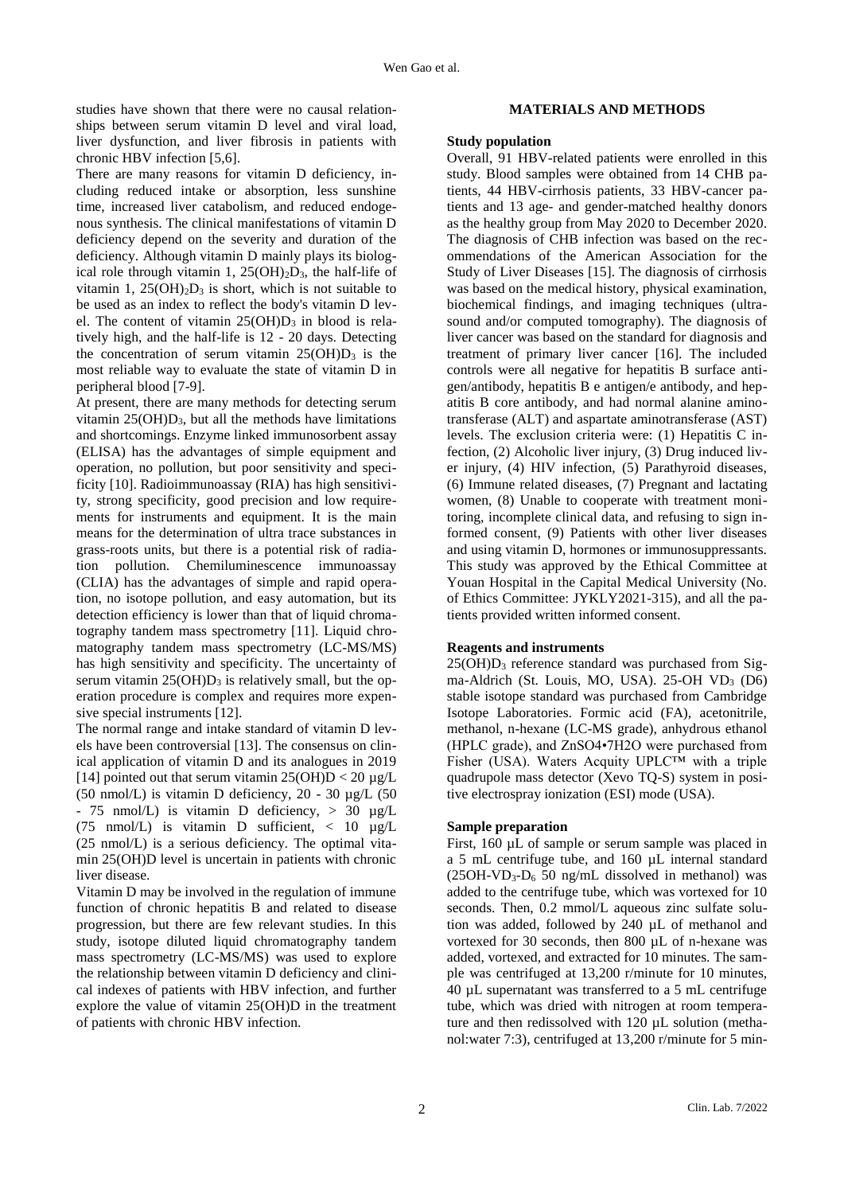studies have shown that there were no causal relationships between serum vitamin D level and viral load, liver dysfunction, and liver fibrosis in patients with chronic HBV infection [5,6].

There are many reasons for vitamin D deficiency, including reduced intake or absorption, less sunshine time, increased liver catabolism, and reduced endogenous synthesis. The clinical manifestations of vitamin D deficiency depend on the severity and duration of the deficiency. Although vitamin D mainly plays its biological role through vitamin 1, $25(OH)_2D_3$, the half-life of vitamin 1, $25(OH)_2D_3$ is short, which is not suitable to be used as an index to reflect the body's vitamin D level. The content of vitamin $25(OH)D_3$ in blood is relatively high, and the half-life is 12 - 20 days. Detecting the concentration of serum vitamin $25(OH)D_3$ is the most reliable way to evaluate the state of vitamin D in peripheral blood [7-9].

At present, there are many methods for detecting serum vitamin $25(OH)D_3$, but all the methods have limitations and shortcomings. Enzyme linked immunosorbent assay (ELISA) has the advantages of simple equipment and operation, no pollution, but poor sensitivity and specificity [10]. Radioimmunoassay (RIA) has high sensitivity, strong specificity, good precision and low requirements for instruments and equipment. It is the main means for the determination of ultra trace substances in grass-roots units, but there is a potential risk of radiation pollution. Chemiluminescence immunoassay (CLIA) has the advantages of simple and rapid operation, no isotope pollution, and easy automation, but its detection efficiency is lower than that of liquid chromatography tandem mass spectrometry [11]. Liquid chromatography tandem mass spectrometry (LC-MS/MS) has high sensitivity and specificity. The uncertainty of serum vitamin $25(OH)D_3$ is relatively small, but the operation procedure is complex and requires more expensive special instruments [12].

The normal range and intake standard of vitamin D levels have been controversial [13]. The consensus on clinical application of vitamin D and its analogues in 2019 [14] pointed out that serum vitamin 25(OH)D < 20 µg/L (50 nmol/L) is vitamin D deficiency, 20 - 30 µg/L (50 - 75 nmol/L) is vitamin D deficiency, > 30 µg/L (75 nmol/L) is vitamin D sufficient, < 10 µg/L (25 nmol/L) is a serious deficiency. The optimal vitamin 25(OH)D level is uncertain in patients with chronic liver disease.

Vitamin D may be involved in the regulation of immune function of chronic hepatitis B and related to disease progression, but there are few relevant studies. In this study, isotope diluted liquid chromatography tandem mass spectrometry (LC-MS/MS) was used to explore the relationship between vitamin D deficiency and clinical indexes of patients with HBV infection, and further explore the value of vitamin 25(OH)D in the treatment of patients with chronic HBV infection.

## MATERIALS AND METHODS

### Study population

Overall, 91 HBV-related patients were enrolled in this study. Blood samples were obtained from 14 CHB patients, 44 HBV-cirrhosis patients, 33 HBV-cancer patients and 13 age- and gender-matched healthy donors as the healthy group from May 2020 to December 2020. The diagnosis of CHB infection was based on the recommendations of the American Association for the Study of Liver Diseases [15]. The diagnosis of cirrhosis was based on the medical history, physical examination, biochemical findings, and imaging techniques (ultrasound and/or computed tomography). The diagnosis of liver cancer was based on the standard for diagnosis and treatment of primary liver cancer [16]. The included controls were all negative for hepatitis B surface antigen/antibody, hepatitis B e antigen/e antibody, and hepatitis B core antibody, and had normal alanine aminotransferase (ALT) and aspartate aminotransferase (AST) levels. The exclusion criteria were: (1) Hepatitis C infection, (2) Alcoholic liver injury, (3) Drug induced liver injury, (4) HIV infection, (5) Parathyroid diseases, (6) Immune related diseases, (7) Pregnant and lactating women, (8) Unable to cooperate with treatment monitoring, incomplete clinical data, and refusing to sign informed consent, (9) Patients with other liver diseases and using vitamin D, hormones or immunosuppressants. This study was approved by the Ethical Committee at Youan Hospital in the Capital Medical University (No. of Ethics Committee: JYKLY2021-315), and all the patients provided written informed consent.

### Reagents and instruments

$25(OH)D_3$ reference standard was purchased from Sigma-Aldrich (St. Louis, MO, USA). 25-OH $VD_3$ (D6) stable isotope standard was purchased from Cambridge Isotope Laboratories. Formic acid (FA), acetonitrile, methanol, n-hexane (LC-MS grade), anhydrous ethanol (HPLC grade), and ZnSO4•7H2O were purchased from Fisher (USA). Waters Acquity UPLC™ with a triple quadrupole mass detector (Xevo TQ-S) system in positive electrospray ionization (ESI) mode (USA).

### Sample preparation

First, 160 µL of sample or serum sample was placed in a 5 mL centrifuge tube, and 160 µL internal standard ($25OH\text{-}VD_3\text{-}D_6$ 50 ng/mL dissolved in methanol) was added to the centrifuge tube, which was vortexed for 10 seconds. Then, 0.2 mmol/L aqueous zinc sulfate solution was added, followed by 240 µL of methanol and vortexed for 30 seconds, then 800 µL of n-hexane was added, vortexed, and extracted for 10 minutes. The sample was centrifuged at 13,200 r/minute for 10 minutes, 40 µL supernatant was transferred to a 5 mL centrifuge tube, which was dried with nitrogen at room temperature and then redissolved with 120 µL solution (methanol:water 7:3), centrifuged at 13,200 r/minute for 5 min-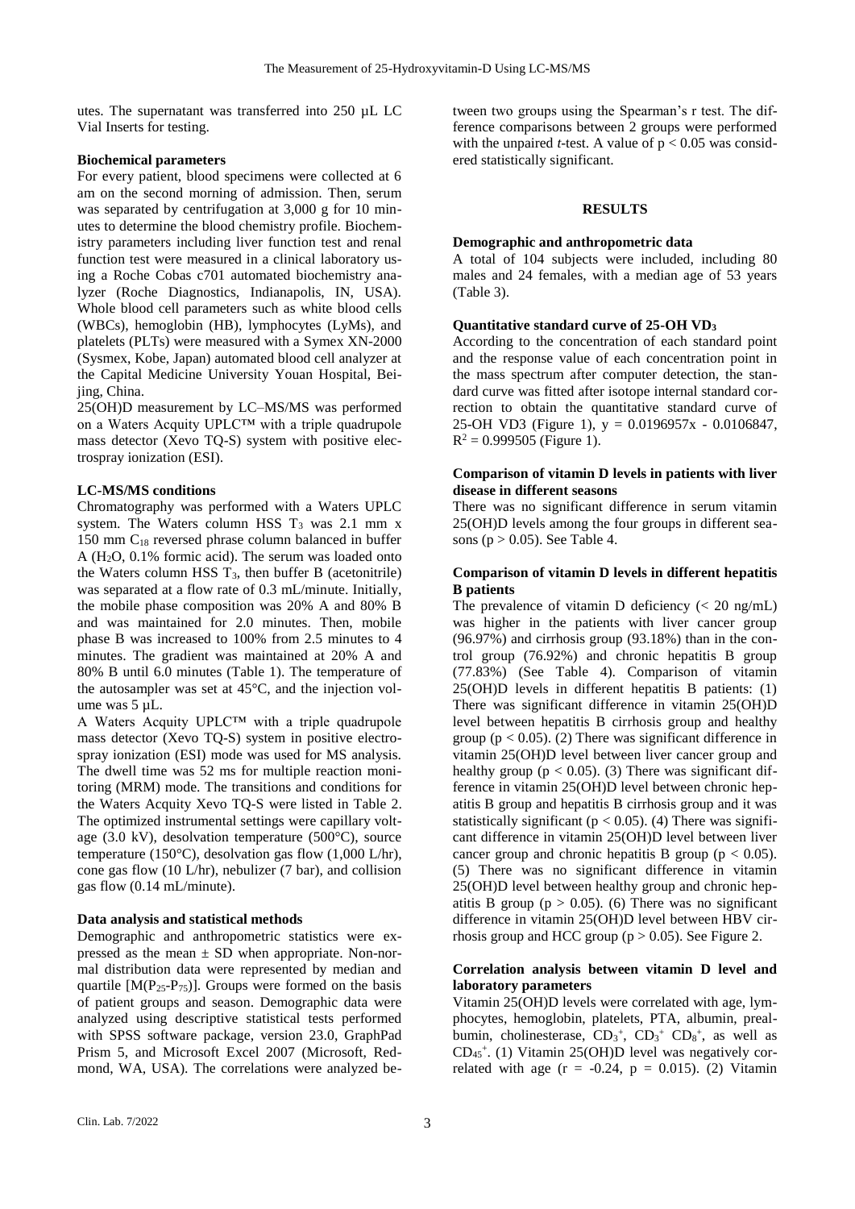utes. The supernatant was transferred into 250 µL LC Vial Inserts for testing.

**Biochemical parameters**

For every patient, blood specimens were collected at 6 am on the second morning of admission. Then, serum was separated by centrifugation at 3,000 g for 10 minutes to determine the blood chemistry profile. Biochemistry parameters including liver function test and renal function test were measured in a clinical laboratory using a Roche Cobas c701 automated biochemistry analyzer (Roche Diagnostics, Indianapolis, IN, USA). Whole blood cell parameters such as white blood cells (WBCs), hemoglobin (HB), lymphocytes (LyMs), and platelets (PLTs) were measured with a Symex XN-2000 (Sysmex, Kobe, Japan) automated blood cell analyzer at the Capital Medicine University Youan Hospital, Beijing, China.

25(OH)D measurement by LC–MS/MS was performed on a Waters Acquity UPLC™ with a triple quadrupole mass detector (Xevo TQ-S) system with positive electrospray ionization (ESI).

**LC-MS/MS conditions**

Chromatography was performed with a Waters UPLC system. The Waters column HSS $T_3$ was 2.1 mm x 150 mm $C_{18}$ reversed phrase column balanced in buffer A ($H_2O$, 0.1% formic acid). The serum was loaded onto the Waters column HSS $T_3$, then buffer B (acetonitrile) was separated at a flow rate of 0.3 mL/minute. Initially, the mobile phase composition was 20% A and 80% B and was maintained for 2.0 minutes. Then, mobile phase B was increased to 100% from 2.5 minutes to 4 minutes. The gradient was maintained at 20% A and 80% B until 6.0 minutes (Table 1). The temperature of the autosampler was set at 45°C, and the injection volume was 5 µL.

A Waters Acquity UPLC™ with a triple quadrupole mass detector (Xevo TQ-S) system in positive electrospray ionization (ESI) mode was used for MS analysis. The dwell time was 52 ms for multiple reaction monitoring (MRM) mode. The transitions and conditions for the Waters Acquity Xevo TQ-S were listed in Table 2. The optimized instrumental settings were capillary voltage (3.0 kV), desolvation temperature (500°C), source temperature (150°C), desolvation gas flow (1,000 L/hr), cone gas flow (10 L/hr), nebulizer (7 bar), and collision gas flow (0.14 mL/minute).

**Data analysis and statistical methods**

Demographic and anthropometric statistics were expressed as the mean ± SD when appropriate. Non-normal distribution data were represented by median and quartile [$M(P_{25}$-$P_{75})$]. Groups were formed on the basis of patient groups and season. Demographic data were analyzed using descriptive statistical tests performed with SPSS software package, version 23.0, GraphPad Prism 5, and Microsoft Excel 2007 (Microsoft, Redmond, WA, USA). The correlations were analyzed between two groups using the Spearman's r test. The difference comparisons between 2 groups were performed with the unpaired *t*-test. A value of $p < 0.05$ was considered statistically significant.

## RESULTS

**Demographic and anthropometric data**

A total of 104 subjects were included, including 80 males and 24 females, with a median age of 53 years (Table 3).

**Quantitative standard curve of 25-OH $VD_3$**

According to the concentration of each standard point and the response value of each concentration point in the mass spectrum after computer detection, the standard curve was fitted after isotope internal standard correction to obtain the quantitative standard curve of 25-OH VD3 (Figure 1), $y = 0.0196957x - 0.0106847$, $R^2 = 0.999505$ (Figure 1).

**Comparison of vitamin D levels in patients with liver disease in different seasons**

There was no significant difference in serum vitamin 25(OH)D levels among the four groups in different seasons ($p > 0.05$). See Table 4.

**Comparison of vitamin D levels in different hepatitis B patients**

The prevalence of vitamin D deficiency (< 20 ng/mL) was higher in the patients with liver cancer group (96.97%) and cirrhosis group (93.18%) than in the control group (76.92%) and chronic hepatitis B group (77.83%) (See Table 4). Comparison of vitamin 25(OH)D levels in different hepatitis B patients: (1) There was significant difference in vitamin 25(OH)D level between hepatitis B cirrhosis group and healthy group ($p < 0.05$). (2) There was significant difference in vitamin 25(OH)D level between liver cancer group and healthy group ($p < 0.05$). (3) There was significant difference in vitamin 25(OH)D level between chronic hepatitis B group and hepatitis B cirrhosis group and it was statistically significant ($p < 0.05$). (4) There was significant difference in vitamin 25(OH)D level between liver cancer group and chronic hepatitis B group ($p < 0.05$). (5) There was no significant difference in vitamin 25(OH)D level between healthy group and chronic hepatitis B group ($p > 0.05$). (6) There was no significant difference in vitamin 25(OH)D level between HBV cirrhosis group and HCC group ($p > 0.05$). See Figure 2.

**Correlation analysis between vitamin D level and laboratory parameters**

Vitamin 25(OH)D levels were correlated with age, lymphocytes, hemoglobin, platelets, PTA, albumin, prealbumin, cholinesterase, $CD_3^+$, $CD_3^+$ $CD_8^+$, as well as $CD_{45}^+$. (1) Vitamin 25(OH)D level was negatively correlated with age ($r = -0.24$, $p = 0.015$). (2) Vitamin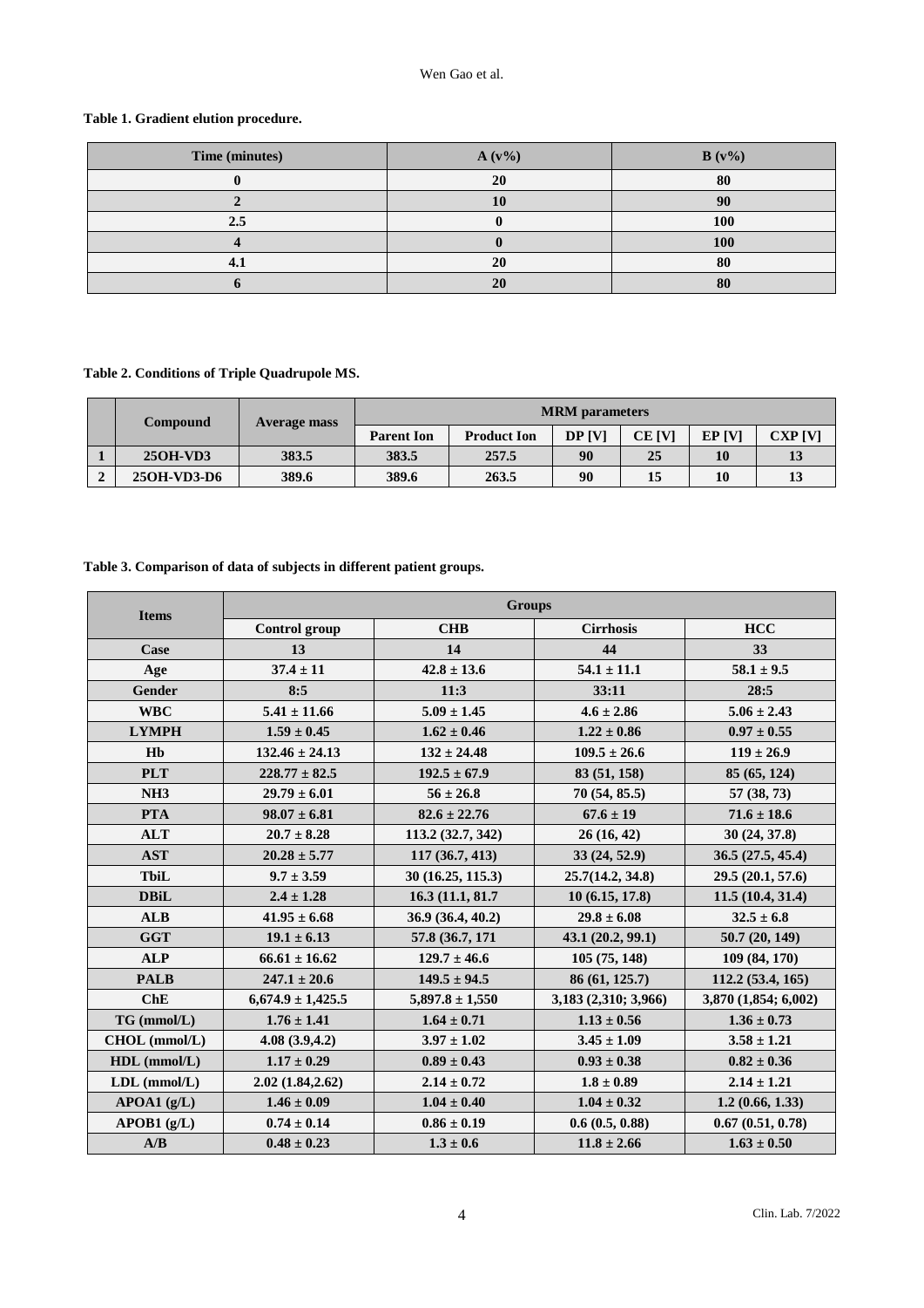**Table 1. Gradient elution procedure.**

| Time (minutes) | A (v%) | B (v%) |
|---|---|---|
| 0 | 20 | 80 |
| 2 | 10 | 90 |
| 2.5 | 0 | 100 |
| 4 | 0 | 100 |
| 4.1 | 20 | 80 |
| 6 | 20 | 80 |

**Table 2. Conditions of Triple Quadrupole MS.**

| | Compound | Average mass | MRM parameters | | | | | |
|---|---|---|---|---|---|---|---|---|
| | | | Parent Ion | Product Ion | DP [V] | CE [V] | EP [V] | CXP [V] |
| 1 | 25OH-VD3 | 383.5 | 383.5 | 257.5 | 90 | 25 | 10 | 13 |
| 2 | 25OH-VD3-D6 | 389.6 | 389.6 | 263.5 | 90 | 15 | 10 | 13 |

**Table 3. Comparison of data of subjects in different patient groups.**

| Items | Groups | | | |
|---|---|---|---|---|
| | Control group | CHB | Cirrhosis | HCC |
| Case | 13 | 14 | 44 | 33 |
| Age | 37.4 ± 11 | 42.8 ± 13.6 | 54.1 ± 11.1 | 58.1 ± 9.5 |
| Gender | 8:5 | 11:3 | 33:11 | 28:5 |
| WBC | 5.41 ± 11.66 | 5.09 ± 1.45 | 4.6 ± 2.86 | 5.06 ± 2.43 |
| LYMPH | 1.59 ± 0.45 | 1.62 ± 0.46 | 1.22 ± 0.86 | 0.97 ± 0.55 |
| Hb | 132.46 ± 24.13 | 132 ± 24.48 | 109.5 ± 26.6 | 119 ± 26.9 |
| PLT | 228.77 ± 82.5 | 192.5 ± 67.9 | 83 (51, 158) | 85 (65, 124) |
| NH3 | 29.79 ± 6.01 | 56 ± 26.8 | 70 (54, 85.5) | 57 (38, 73) |
| PTA | 98.07 ± 6.81 | 82.6 ± 22.76 | 67.6 ± 19 | 71.6 ± 18.6 |
| ALT | 20.7 ± 8.28 | 113.2 (32.7, 342) | 26 (16, 42) | 30 (24, 37.8) |
| AST | 20.28 ± 5.77 | 117 (36.7, 413) | 33 (24, 52.9) | 36.5 (27.5, 45.4) |
| TbiL | 9.7 ± 3.59 | 30 (16.25, 115.3) | 25.7(14.2, 34.8) | 29.5 (20.1, 57.6) |
| DBiL | 2.4 ± 1.28 | 16.3 (11.1, 81.7 | 10 (6.15, 17.8) | 11.5 (10.4, 31.4) |
| ALB | 41.95 ± 6.68 | 36.9 (36.4, 40.2) | 29.8 ± 6.08 | 32.5 ± 6.8 |
| GGT | 19.1 ± 6.13 | 57.8 (36.7, 171 | 43.1 (20.2, 99.1) | 50.7 (20, 149) |
| ALP | 66.61 ± 16.62 | 129.7 ± 46.6 | 105 (75, 148) | 109 (84, 170) |
| PALB | 247.1 ± 20.6 | 149.5 ± 94.5 | 86 (61, 125.7) | 112.2 (53.4, 165) |
| ChE | 6,674.9 ± 1,425.5 | 5,897.8 ± 1,550 | 3,183 (2,310; 3,966) | 3,870 (1,854; 6,002) |
| TG (mmol/L) | 1.76 ± 1.41 | 1.64 ± 0.71 | 1.13 ± 0.56 | 1.36 ± 0.73 |
| CHOL (mmol/L) | 4.08 (3.9,4.2) | 3.97 ± 1.02 | 3.45 ± 1.09 | 3.58 ± 1.21 |
| HDL (mmol/L) | 1.17 ± 0.29 | 0.89 ± 0.43 | 0.93 ± 0.38 | 0.82 ± 0.36 |
| LDL (mmol/L) | 2.02 (1.84,2.62) | 2.14 ± 0.72 | 1.8 ± 0.89 | 2.14 ± 1.21 |
| APOA1 (g/L) | 1.46 ± 0.09 | 1.04 ± 0.40 | 1.04 ± 0.32 | 1.2 (0.66, 1.33) |
| APOB1 (g/L) | 0.74 ± 0.14 | 0.86 ± 0.19 | 0.6 (0.5, 0.88) | 0.67 (0.51, 0.78) |
| A/B | 0.48 ± 0.23 | 1.3 ± 0.6 | 11.8 ± 2.66 | 1.63 ± 0.50 |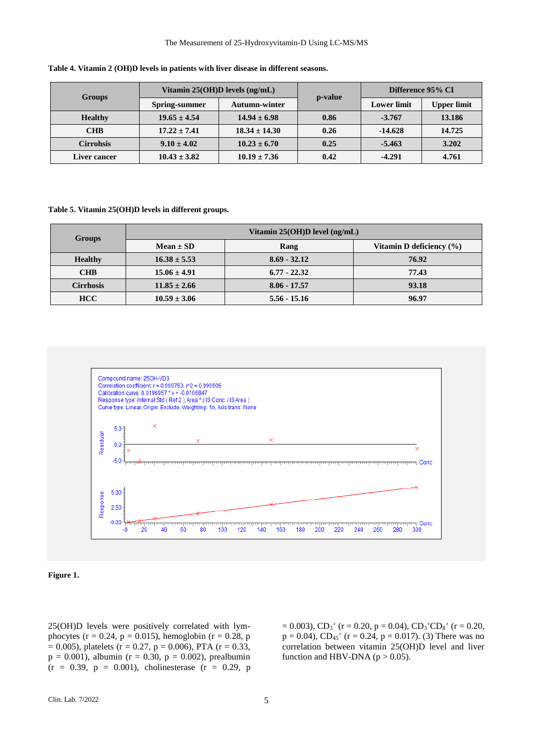**Table 4. Vitamin 2 (OH)D levels in patients with liver disease in different seasons.**

| Groups | Vitamin 25(OH)D levels (ng/mL) | | p-value | Difference 95% CI | |
|---|---|---|---|---|---|
| | Spring-summer | Autumn-winter | | Lower limit | Upper limit |
| Healthy | 19.65 ± 4.54 | 14.94 ± 6.98 | 0.86 | -3.767 | 13.186 |
| CHB | 17.22 ± 7.41 | 18.34 ± 14.30 | 0.26 | -14.628 | 14.725 |
| Cirrohsis | 9.10 ± 4.02 | 10.23 ± 6.70 | 0.25 | -5.463 | 3.202 |
| Liver cancer | 10.43 ± 3.82 | 10.19 ± 7.36 | 0.42 | -4.291 | 4.761 |

**Table 5. Vitamin 25(OH)D levels in different groups.**

| Groups | Vitamin 25(OH)D level (ng/mL) | | |
|---|---|---|---|
| | Mean ± SD | Rang | Vitamin D deficiency (%) |
| Healthy | 16.38 ± 5.53 | 8.69 - 32.12 | 76.92 |
| CHB | 15.06 ± 4.91 | 6.77 - 22.32 | 77.43 |
| Cirrhosis | 11.85 ± 2.66 | 8.06 - 17.57 | 93.18 |
| HCC | 10.59 ± 3.06 | 5.56 - 15.16 | 96.97 |

Compound name: 25OH-VD3
Correlation coefficient: r = 0.999753, r^2 = 0.999505
Calibration curve: 0.0196957 * x + -0.0106847
Response type: Internal Std ( Ref 2 ), Area * ( IS Conc. / IS Area )
Curve type: Linear, Origin: Exclude, Weighting: 1/x, Axis trans: None

**Figure 1.**

25(OH)D levels were positively correlated with lymphocytes (r = 0.24, p = 0.015), hemoglobin (r = 0.28, p = 0.005), platelets (r = 0.27, p = 0.006), PTA (r = 0.33, p = 0.001), albumin (r = 0.30, p = 0.002), prealbumin (r = 0.39, p = 0.001), cholinesterase (r = 0.29, p = 0.003), $CD_3^+$ (r = 0.20, p = 0.04), $CD_3^+CD_8^+$ (r = 0.20, p = 0.04), $CD_{45}^+$ (r = 0.24, p = 0.017). (3) There was no correlation between vitamin 25(OH)D level and liver function and HBV-DNA (p > 0.05).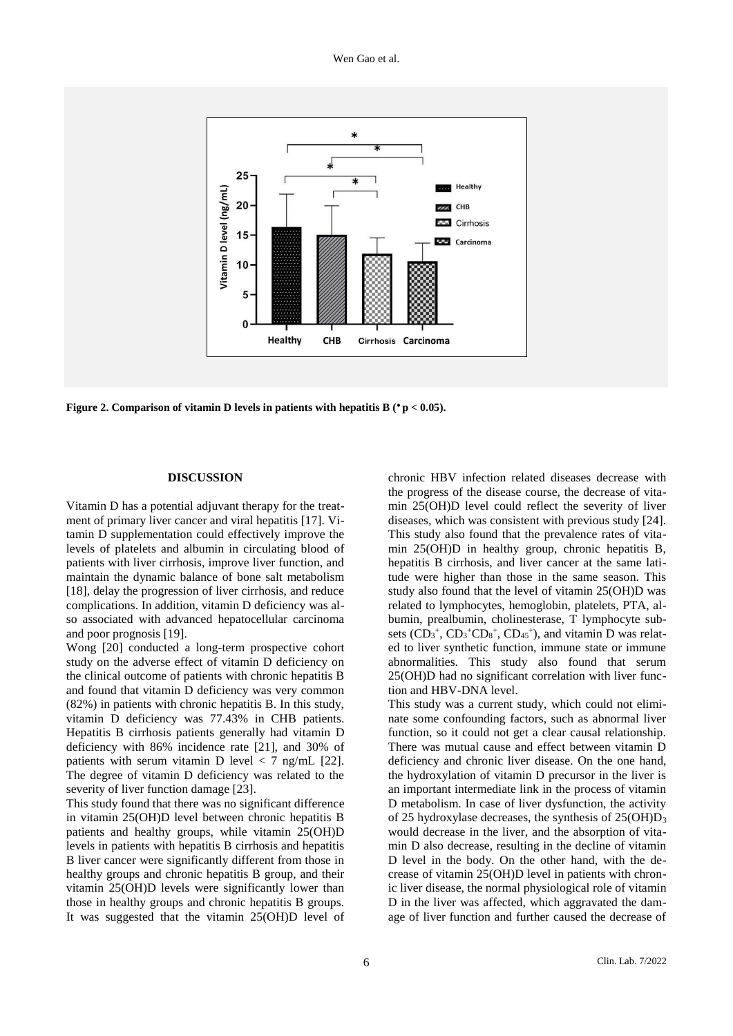Figure 2. Comparison of vitamin D levels in patients with hepatitis B (* $p < 0.05$).

## DISCUSSION

Vitamin D has a potential adjuvant therapy for the treatment of primary liver cancer and viral hepatitis [17]. Vitamin D supplementation could effectively improve the levels of platelets and albumin in circulating blood of patients with liver cirrhosis, improve liver function, and maintain the dynamic balance of bone salt metabolism [18], delay the progression of liver cirrhosis, and reduce complications. In addition, vitamin D deficiency was also associated with advanced hepatocellular carcinoma and poor prognosis [19].

Wong [20] conducted a long-term prospective cohort study on the adverse effect of vitamin D deficiency on the clinical outcome of patients with chronic hepatitis B and found that vitamin D deficiency was very common (82%) in patients with chronic hepatitis B. In this study, vitamin D deficiency was 77.43% in CHB patients. Hepatitis B cirrhosis patients generally had vitamin D deficiency with 86% incidence rate [21], and 30% of patients with serum vitamin D level < 7 ng/mL [22]. The degree of vitamin D deficiency was related to the severity of liver function damage [23].

This study found that there was no significant difference in vitamin 25(OH)D level between chronic hepatitis B patients and healthy groups, while vitamin 25(OH)D levels in patients with hepatitis B cirrhosis and hepatitis B liver cancer were significantly different from those in healthy groups and chronic hepatitis B group, and their vitamin 25(OH)D levels were significantly lower than those in healthy groups and chronic hepatitis B groups. It was suggested that the vitamin 25(OH)D level of chronic HBV infection related diseases decrease with the progress of the disease course, the decrease of vitamin 25(OH)D level could reflect the severity of liver diseases, which was consistent with previous study [24]. This study also found that the prevalence rates of vitamin 25(OH)D in healthy group, chronic hepatitis B, hepatitis B cirrhosis, and liver cancer at the same latitude were higher than those in the same season. This study also found that the level of vitamin 25(OH)D was related to lymphocytes, hemoglobin, platelets, PTA, albumin, prealbumin, cholinesterase, T lymphocyte subsets ($CD_3^+$, $CD_3^+CD_8^+$, $CD_{45}^+$), and vitamin D was related to liver synthetic function, immune state or immune abnormalities. This study also found that serum 25(OH)D had no significant correlation with liver function and HBV-DNA level.

This study was a current study, which could not eliminate some confounding factors, such as abnormal liver function, so it could not get a clear causal relationship. There was mutual cause and effect between vitamin D deficiency and chronic liver disease. On the one hand, the hydroxylation of vitamin D precursor in the liver is an important intermediate link in the process of vitamin D metabolism. In case of liver dysfunction, the activity of 25 hydroxylase decreases, the synthesis of $25(OH)D_3$ would decrease in the liver, and the absorption of vitamin D also decrease, resulting in the decline of vitamin D level in the body. On the other hand, with the decrease of vitamin 25(OH)D level in patients with chronic liver disease, the normal physiological role of vitamin D in the liver was affected, which aggravated the damage of liver function and further caused the decrease of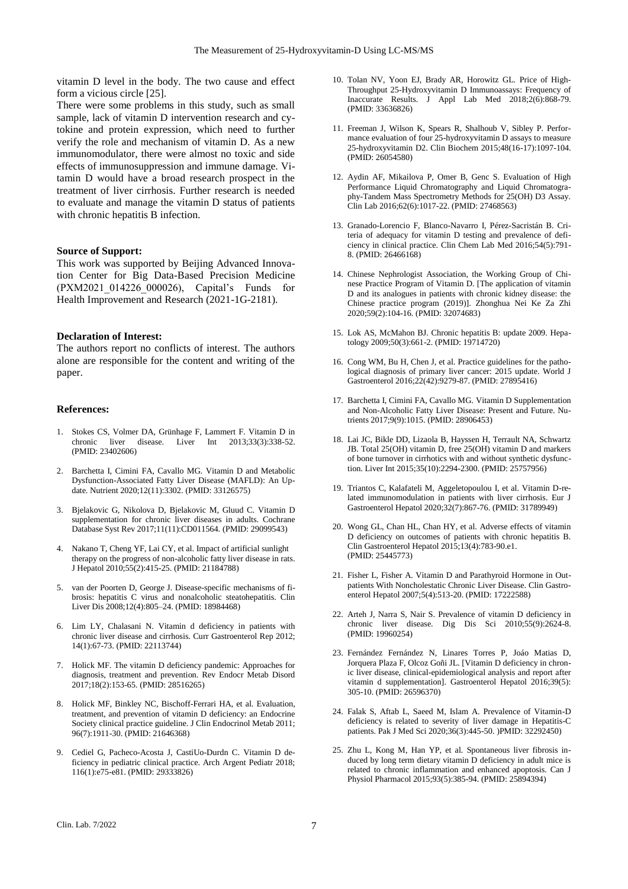vitamin D level in the body. The two cause and effect form a vicious circle [25].

There were some problems in this study, such as small sample, lack of vitamin D intervention research and cytokine and protein expression, which need to further verify the role and mechanism of vitamin D. As a new immunomodulator, there were almost no toxic and side effects of immunosuppression and immune damage. Vitamin D would have a broad research prospect in the treatment of liver cirrhosis. Further research is needed to evaluate and manage the vitamin D status of patients with chronic hepatitis B infection.

**Source of Support:**

This work was supported by Beijing Advanced Innovation Center for Big Data-Based Precision Medicine (PXM2021_014226_000026), Capital's Funds for Health Improvement and Research (2021-1G-2181).

**Declaration of Interest:**

The authors report no conflicts of interest. The authors alone are responsible for the content and writing of the paper.

**References:**

1. Stokes CS, Volmer DA, Grünhage F, Lammert F. Vitamin D in chronic liver disease. Liver Int 2013;33(3):338-52. (PMID: 23402606)
2. Barchetta I, Cimini FA, Cavallo MG. Vitamin D and Metabolic Dysfunction-Associated Fatty Liver Disease (MAFLD): An Update. Nutrient 2020;12(11):3302. (PMID: 33126575)
3. Bjelakovic G, Nikolova D, Bjelakovic M, Gluud C. Vitamin D supplementation for chronic liver diseases in adults. Cochrane Database Syst Rev 2017;11(11):CD011564. (PMID: 29099543)
4. Nakano T, Cheng YF, Lai CY, et al. Impact of artificial sunlight therapy on the progress of non-alcoholic fatty liver disease in rats. J Hepatol 2010;55(2):415-25. (PMID: 21184788)
5. van der Poorten D, George J. Disease-specific mechanisms of fibrosis: hepatitis C virus and nonalcoholic steatohepatitis. Clin Liver Dis 2008;12(4):805–24. (PMID: 18984468)
6. Lim LY, Chalasani N. Vitamin d deficiency in patients with chronic liver disease and cirrhosis. Curr Gastroenterol Rep 2012; 14(1):67-73. (PMID: 22113744)
7. Holick MF. The vitamin D deficiency pandemic: Approaches for diagnosis, treatment and prevention. Rev Endocr Metab Disord 2017;18(2):153-65. (PMID: 28516265)
8. Holick MF, Binkley NC, Bischoff-Ferrari HA, et al. Evaluation, treatment, and prevention of vitamin D deficiency: an Endocrine Society clinical practice guideline. J Clin Endocrinol Metab 2011; 96(7):1911-30. (PMID: 21646368)
9. Cediel G, Pacheco-Acosta J, CastiUo-Durdn C. Vitamin D deficiency in pediatric clinical practice. Arch Argent Pediatr 2018; 116(1):e75-e81. (PMID: 29333826)
10. Tolan NV, Yoon EJ, Brady AR, Horowitz GL. Price of High-Throughput 25-Hydroxyvitamin D Immunoassays: Frequency of Inaccurate Results. J Appl Lab Med 2018;2(6):868-79. (PMID: 33636826)
11. Freeman J, Wilson K, Spears R, Shalhoub V, Sibley P. Performance evaluation of four 25-hydroxyvitamin D assays to measure 25-hydroxyvitamin D2. Clin Biochem 2015;48(16-17):1097-104. (PMID: 26054580)
12. Aydin AF, Mikailova P, Omer B, Genc S. Evaluation of High Performance Liquid Chromatography and Liquid Chromatography-Tandem Mass Spectrometry Methods for 25(OH) D3 Assay. Clin Lab 2016;62(6):1017-22. (PMID: 27468563)
13. Granado-Lorencio F, Blanco-Navarro I, Pérez-Sacristán B. Criteria of adequacy for vitamin D testing and prevalence of deficiency in clinical practice. Clin Chem Lab Med 2016;54(5):791-8. (PMID: 26466168)
14. Chinese Nephrologist Association, the Working Group of Chinese Practice Program of Vitamin D. [The application of vitamin D and its analogues in patients with chronic kidney disease: the Chinese practice program (2019)]. Zhonghua Nei Ke Za Zhi 2020;59(2):104-16. (PMID: 32074683)
15. Lok AS, McMahon BJ. Chronic hepatitis B: update 2009. Hepatology 2009;50(3):661-2. (PMID: 19714720)
16. Cong WM, Bu H, Chen J, et al. Practice guidelines for the pathological diagnosis of primary liver cancer: 2015 update. World J Gastroenterol 2016;22(42):9279-87. (PMID: 27895416)
17. Barchetta I, Cimini FA, Cavallo MG. Vitamin D Supplementation and Non-Alcoholic Fatty Liver Disease: Present and Future. Nutrients 2017;9(9):1015. (PMID: 28906453)
18. Lai JC, Bikle DD, Lizaola B, Hayssen H, Terrault NA, Schwartz JB. Total 25(OH) vitamin D, free 25(OH) vitamin D and markers of bone turnover in cirrhotics with and without synthetic dysfunction. Liver Int 2015;35(10):2294-2300. (PMID: 25757956)
19. Triantos C, Kalafateli M, Aggeletopoulou I, et al. Vitamin D-related immunomodulation in patients with liver cirrhosis. Eur J Gastroenterol Hepatol 2020;32(7):867-76. (PMID: 31789949)
20. Wong GL, Chan HL, Chan HY, et al. Adverse effects of vitamin D deficiency on outcomes of patients with chronic hepatitis B. Clin Gastroenterol Hepatol 2015;13(4):783-90.e1. (PMID: 25445773)
21. Fisher L, Fisher A. Vitamin D and Parathyroid Hormone in Outpatients With Noncholestatic Chronic Liver Disease. Clin Gastroenterol Hepatol 2007;5(4):513-20. (PMID: 17222588)
22. Arteh J, Narra S, Nair S. Prevalence of vitamin D deficiency in chronic liver disease. Dig Dis Sci 2010;55(9):2624-8. (PMID: 19960254)
23. Fernández Fernández N, Linares Torres P, Joáo Matias D, Jorquera Plaza F, Olcoz Goñi JL. [Vitamin D deficiency in chronic liver disease, clinical-epidemiological analysis and report after vitamin d supplementation]. Gastroenterol Hepatol 2016;39(5): 305-10. (PMID: 26596370)
24. Falak S, Aftab L, Saeed M, Islam A. Prevalence of Vitamin-D deficiency is related to severity of liver damage in Hepatitis-C patients. Pak J Med Sci 2020;36(3):445-50. )PMID: 32292450)
25. Zhu L, Kong M, Han YP, et al. Spontaneous liver fibrosis induced by long term dietary vitamin D deficiency in adult mice is related to chronic inflammation and enhanced apoptosis. Can J Physiol Pharmacol 2015;93(5):385-94. (PMID: 25894394)